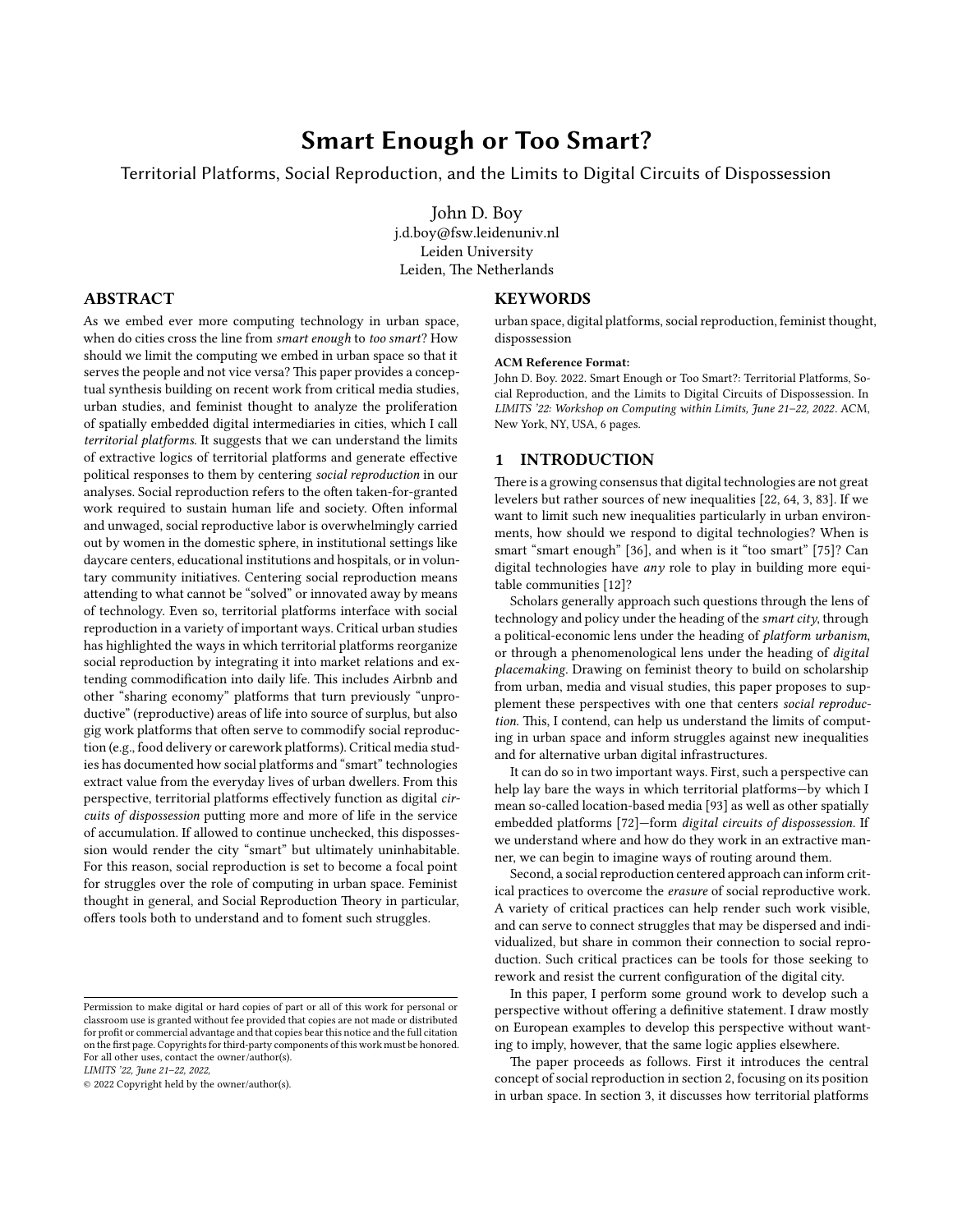# Smart Enough or Too Smart?

## Territorial Platforms, Social Reproduction, and the Limits to Digital Circuits of Dispossession

John D. Boy
j.d.boy@fsw.leidenuniv.nl
Leiden University
Leiden, The Netherlands

## ABSTRACT

As we embed ever more computing technology in urban space, when do cities cross the line from *smart enough* to *too smart*? How should we limit the computing we embed in urban space so that it serves the people and not vice versa? This paper provides a conceptual synthesis building on recent work from critical media studies, urban studies, and feminist thought to analyze the proliferation of spatially embedded digital intermediaries in cities, which I call *territorial platforms*. It suggests that we can understand the limits of extractive logics of territorial platforms and generate effective political responses to them by centering *social reproduction* in our analyses. Social reproduction refers to the often taken-for-granted work required to sustain human life and society. Often informal and unwaged, social reproductive labor is overwhelmingly carried out by women in the domestic sphere, in institutional settings like daycare centers, educational institutions and hospitals, or in voluntary community initiatives. Centering social reproduction means attending to what cannot be "solved" or innovated away by means of technology. Even so, territorial platforms interface with social reproduction in a variety of important ways. Critical urban studies has highlighted the ways in which territorial platforms reorganize social reproduction by integrating it into market relations and extending commodification into daily life. This includes Airbnb and other "sharing economy" platforms that turn previously "unproductive" (reproductive) areas of life into source of surplus, but also gig work platforms that often serve to commodify social reproduction (e.g., food delivery or carework platforms). Critical media studies has documented how social platforms and "smart" technologies extract value from the everyday lives of urban dwellers. From this perspective, territorial platforms effectively function as digital *circuits of dispossession* putting more and more of life in the service of accumulation. If allowed to continue unchecked, this dispossession would render the city "smart" but ultimately uninhabitable. For this reason, social reproduction is set to become a focal point for struggles over the role of computing in urban space. Feminist thought in general, and Social Reproduction Theory in particular, offers tools both to understand and to foment such struggles.

## KEYWORDS

urban space, digital platforms, social reproduction, feminist thought, dispossession

**ACM Reference Format:**
John D. Boy. 2022. Smart Enough or Too Smart?: Territorial Platforms, Social Reproduction, and the Limits to Digital Circuits of Dispossession. In *LIMITS '22: Workshop on Computing within Limits, June 21–22, 2022*. ACM, New York, NY, USA, 6 pages.

Permission to make digital or hard copies of part or all of this work for personal or classroom use is granted without fee provided that copies are not made or distributed for profit or commercial advantage and that copies bear this notice and the full citation on the first page. Copyrights for third-party components of this work must be honored. For all other uses, contact the owner/author(s).
*LIMITS '22, June 21–22, 2022,*
© 2022 Copyright held by the owner/author(s).

## 1 INTRODUCTION

There is a growing consensus that digital technologies are not great levelers but rather sources of new inequalities [22, 64, 3, 83]. If we want to limit such new inequalities particularly in urban environments, how should we respond to digital technologies? When is smart "smart enough" [36], and when is it "too smart" [75]? Can digital technologies have *any* role to play in building more equitable communities [12]?

Scholars generally approach such questions through the lens of technology and policy under the heading of the *smart city*, through a political-economic lens under the heading of *platform urbanism*, or through a phenomenological lens under the heading of *digital placemaking*. Drawing on feminist theory to build on scholarship from urban, media and visual studies, this paper proposes to supplement these perspectives with one that centers *social reproduction*. This, I contend, can help us understand the limits of computing in urban space and inform struggles against new inequalities and for alternative urban digital infrastructures.

It can do so in two important ways. First, such a perspective can help lay bare the ways in which territorial platforms—by which I mean so-called location-based media [93] as well as other spatially embedded platforms [72]—form *digital circuits of dispossession*. If we understand where and how do they work in an extractive manner, we can begin to imagine ways of routing around them.

Second, a social reproduction centered approach can inform critical practices to overcome the *erasure* of social reproductive work. A variety of critical practices can help render such work visible, and can serve to connect struggles that may be dispersed and individualized, but share in common their connection to social reproduction. Such critical practices can be tools for those seeking to rework and resist the current configuration of the digital city.

In this paper, I perform some ground work to develop such a perspective without offering a definitive statement. I draw mostly on European examples to develop this perspective without wanting to imply, however, that the same logic applies elsewhere.

The paper proceeds as follows. First it introduces the central concept of social reproduction in section 2, focusing on its position in urban space. In section 3, it discusses how territorial platforms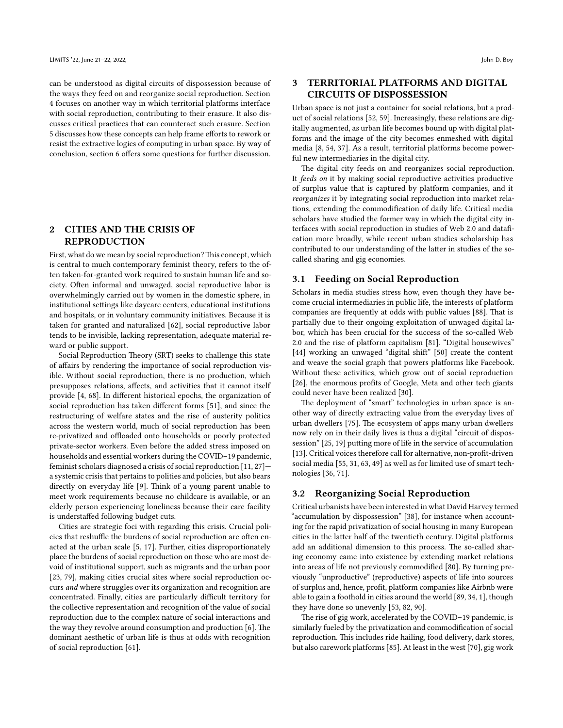can be understood as digital circuits of dispossession because of the ways they feed on and reorganize social reproduction. Section 4 focuses on another way in which territorial platforms interface with social reproduction, contributing to their erasure. It also discusses critical practices that can counteract such erasure. Section 5 discusses how these concepts can help frame efforts to rework or resist the extractive logics of computing in urban space. By way of conclusion, section 6 offers some questions for further discussion.

## 2 CITIES AND THE CRISIS OF REPRODUCTION

First, what do we mean by social reproduction? This concept, which is central to much contemporary feminist theory, refers to the often taken-for-granted work required to sustain human life and society. Often informal and unwaged, social reproductive labor is overwhelmingly carried out by women in the domestic sphere, in institutional settings like daycare centers, educational institutions and hospitals, or in voluntary community initiatives. Because it is taken for granted and naturalized [62], social reproductive labor tends to be invisible, lacking representation, adequate material reward or public support.

Social Reproduction Theory (SRT) seeks to challenge this state of affairs by rendering the importance of social reproduction visible. Without social reproduction, there is no production, which presupposes relations, affects, and activities that it cannot itself provide [4, 68]. In different historical epochs, the organization of social reproduction has taken different forms [51], and since the restructuring of welfare states and the rise of austerity politics across the western world, much of social reproduction has been re-privatized and offloaded onto households or poorly protected private-sector workers. Even before the added stress imposed on households and essential workers during the COVID–19 pandemic, feminist scholars diagnosed a crisis of social reproduction [11, 27]—a systemic crisis that pertains to polities and policies, but also bears directly on everyday life [9]. Think of a young parent unable to meet work requirements because no childcare is available, or an elderly person experiencing loneliness because their care facility is understaffed following budget cuts.

Cities are strategic foci with regarding this crisis. Crucial policies that reshuffle the burdens of social reproduction are often enacted at the urban scale [5, 17]. Further, cities disproportionately place the burdens of social reproduction on those who are most devoid of institutional support, such as migrants and the urban poor [23, 79], making cities crucial sites where social reproduction occurs *and* where struggles over its organization and recognition are concentrated. Finally, cities are particularly difficult territory for the collective representation and recognition of the value of social reproduction due to the complex nature of social interactions and the way they revolve around consumption and production [6]. The dominant aesthetic of urban life is thus at odds with recognition of social reproduction [61].

## 3 TERRITORIAL PLATFORMS AND DIGITAL CIRCUITS OF DISPOSSESSION

Urban space is not just a container for social relations, but a product of social relations [52, 59]. Increasingly, these relations are digitally augmented, as urban life becomes bound up with digital platforms and the image of the city becomes enmeshed with digital media [8, 54, 37]. As a result, territorial platforms become powerful new intermediaries in the digital city.

The digital city feeds on and reorganizes social reproduction. It *feeds on* it by making social reproductive activities productive of surplus value that is captured by platform companies, and it *reorganizes* it by integrating social reproduction into market relations, extending the commodification of daily life. Critical media scholars have studied the former way in which the digital city interfaces with social reproduction in studies of Web 2.0 and datafication more broadly, while recent urban studies scholarship has contributed to our understanding of the latter in studies of the so-called sharing and gig economies.

### 3.1 Feeding on Social Reproduction

Scholars in media studies stress how, even though they have become crucial intermediaries in public life, the interests of platform companies are frequently at odds with public values [88]. That is partially due to their ongoing exploitation of unwaged digital labor, which has been crucial for the success of the so-called Web 2.0 and the rise of platform capitalism [81]. "Digital housewives" [44] working an unwaged "digital shift" [50] create the content and weave the social graph that powers platforms like Facebook. Without these activities, which grow out of social reproduction [26], the enormous profits of Google, Meta and other tech giants could never have been realized [30].

The deployment of "smart" technologies in urban space is another way of directly extracting value from the everyday lives of urban dwellers [75]. The ecosystem of apps many urban dwellers now rely on in their daily lives is thus a digital "circuit of dispossession" [25, 19] putting more of life in the service of accumulation [13]. Critical voices therefore call for alternative, non-profit-driven social media [55, 31, 63, 49] as well as for limited use of smart technologies [36, 71].

### 3.2 Reorganizing Social Reproduction

Critical urbanists have been interested in what David Harvey termed "accumulation by dispossession" [38], for instance when accounting for the rapid privatization of social housing in many European cities in the latter half of the twentieth century. Digital platforms add an additional dimension to this process. The so-called sharing economy came into existence by extending market relations into areas of life not previously commodified [80]. By turning previously "unproductive" (reproductive) aspects of life into sources of surplus and, hence, profit, platform companies like Airbnb were able to gain a foothold in cities around the world [89, 34, 1], though they have done so unevenly [53, 82, 90].

The rise of gig work, accelerated by the COVID–19 pandemic, is similarly fueled by the privatization and commodification of social reproduction. This includes ride hailing, food delivery, dark stores, but also carework platforms [85]. At least in the west [70], gig work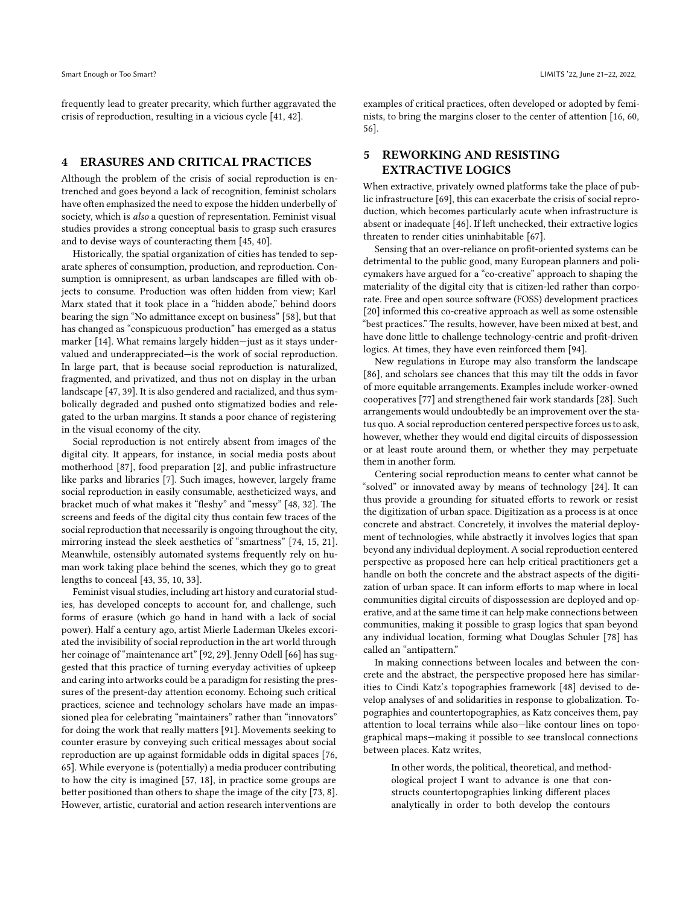frequently lead to greater precarity, which further aggravated the crisis of reproduction, resulting in a vicious cycle [41, 42].

## 4 ERASURES AND CRITICAL PRACTICES

Although the problem of the crisis of social reproduction is entrenched and goes beyond a lack of recognition, feminist scholars have often emphasized the need to expose the hidden underbelly of society, which is *also* a question of representation. Feminist visual studies provides a strong conceptual basis to grasp such erasures and to devise ways of counteracting them [45, 40].

Historically, the spatial organization of cities has tended to separate spheres of consumption, production, and reproduction. Consumption is omnipresent, as urban landscapes are filled with objects to consume. Production was often hidden from view; Karl Marx stated that it took place in a "hidden abode," behind doors bearing the sign "No admittance except on business" [58], but that has changed as "conspicuous production" has emerged as a status marker [14]. What remains largely hidden—just as it stays undervalued and underappreciated—is the work of social reproduction. In large part, that is because social reproduction is naturalized, fragmented, and privatized, and thus not on display in the urban landscape [47, 39]. It is also gendered and racialized, and thus symbolically degraded and pushed onto stigmatized bodies and relegated to the urban margins. It stands a poor chance of registering in the visual economy of the city.

Social reproduction is not entirely absent from images of the digital city. It appears, for instance, in social media posts about motherhood [87], food preparation [2], and public infrastructure like parks and libraries [7]. Such images, however, largely frame social reproduction in easily consumable, aestheticized ways, and bracket much of what makes it "fleshy" and "messy" [48, 32]. The screens and feeds of the digital city thus contain few traces of the social reproduction that necessarily is ongoing throughout the city, mirroring instead the sleek aesthetics of "smartness" [74, 15, 21]. Meanwhile, ostensibly automated systems frequently rely on human work taking place behind the scenes, which they go to great lengths to conceal [43, 35, 10, 33].

Feminist visual studies, including art history and curatorial studies, has developed concepts to account for, and challenge, such forms of erasure (which go hand in hand with a lack of social power). Half a century ago, artist Mierle Laderman Ukeles excoriated the invisibility of social reproduction in the art world through her coinage of "maintenance art" [92, 29]. Jenny Odell [66] has suggested that this practice of turning everyday activities of upkeep and caring into artworks could be a paradigm for resisting the pressures of the present-day attention economy. Echoing such critical practices, science and technology scholars have made an impassioned plea for celebrating "maintainers" rather than "innovators" for doing the work that really matters [91]. Movements seeking to counter erasure by conveying such critical messages about social reproduction are up against formidable odds in digital spaces [76, 65]. While everyone is (potentially) a media producer contributing to how the city is imagined [57, 18], in practice some groups are better positioned than others to shape the image of the city [73, 8]. However, artistic, curatorial and action research interventions are examples of critical practices, often developed or adopted by feminists, to bring the margins closer to the center of attention [16, 60, 56].

## 5 REWORKING AND RESISTING EXTRACTIVE LOGICS

When extractive, privately owned platforms take the place of public infrastructure [69], this can exacerbate the crisis of social reproduction, which becomes particularly acute when infrastructure is absent or inadequate [46]. If left unchecked, their extractive logics threaten to render cities uninhabitable [67].

Sensing that an over-reliance on profit-oriented systems can be detrimental to the public good, many European planners and policymakers have argued for a "co-creative" approach to shaping the materiality of the digital city that is citizen-led rather than corporate. Free and open source software (FOSS) development practices [20] informed this co-creative approach as well as some ostensible "best practices." The results, however, have been mixed at best, and have done little to challenge technology-centric and profit-driven logics. At times, they have even reinforced them [94].

New regulations in Europe may also transform the landscape [86], and scholars see chances that this may tilt the odds in favor of more equitable arrangements. Examples include worker-owned cooperatives [77] and strengthened fair work standards [28]. Such arrangements would undoubtedly be an improvement over the status quo. A social reproduction centered perspective forces us to ask, however, whether they would end digital circuits of dispossession or at least route around them, or whether they may perpetuate them in another form.

Centering social reproduction means to center what cannot be "solved" or innovated away by means of technology [24]. It can thus provide a grounding for situated efforts to rework or resist the digitization of urban space. Digitization as a process is at once concrete and abstract. Concretely, it involves the material deployment of technologies, while abstractly it involves logics that span beyond any individual deployment. A social reproduction centered perspective as proposed here can help critical practitioners get a handle on both the concrete and the abstract aspects of the digitization of urban space. It can inform efforts to map where in local communities digital circuits of dispossession are deployed and operative, and at the same time it can help make connections between communities, making it possible to grasp logics that span beyond any individual location, forming what Douglas Schuler [78] has called an "antipattern."

In making connections between locales and between the concrete and the abstract, the perspective proposed here has similarities to Cindi Katz's topographies framework [48] devised to develop analyses of and solidarities in response to globalization. Topographies and countertopographies, as Katz conceives them, pay attention to local terrains while also—like contour lines on topographical maps—making it possible to see translocal connections between places. Katz writes,

> In other words, the political, theoretical, and methodological project I want to advance is one that constructs countertopographies linking different places analytically in order to both develop the contours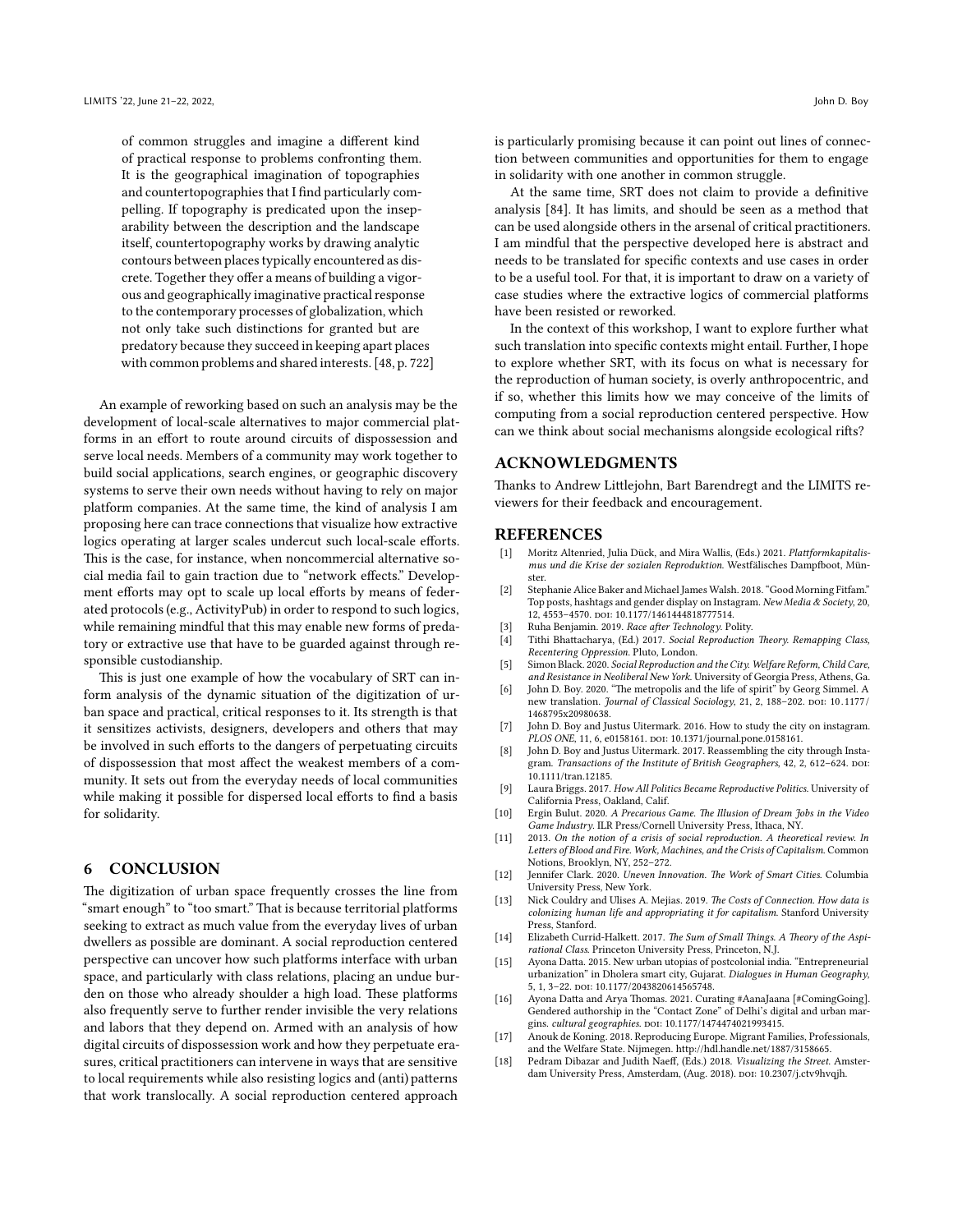> of common struggles and imagine a different kind of practical response to problems confronting them. It is the geographical imagination of topographies and countertopographies that I find particularly compelling. If topography is predicated upon the inseparability between the description and the landscape itself, countertopography works by drawing analytic contours between places typically encountered as discrete. Together they offer a means of building a vigorous and geographically imaginative practical response to the contemporary processes of globalization, which not only take such distinctions for granted but are predatory because they succeed in keeping apart places with common problems and shared interests. [48, p. 722]

An example of reworking based on such an analysis may be the development of local-scale alternatives to major commercial platforms in an effort to route around circuits of dispossession and serve local needs. Members of a community may work together to build social applications, search engines, or geographic discovery systems to serve their own needs without having to rely on major platform companies. At the same time, the kind of analysis I am proposing here can trace connections that visualize how extractive logics operating at larger scales undercut such local-scale efforts. This is the case, for instance, when noncommercial alternative social media fail to gain traction due to "network effects." Development efforts may opt to scale up local efforts by means of federated protocols (e.g., ActivityPub) in order to respond to such logics, while remaining mindful that this may enable new forms of predatory or extractive use that have to be guarded against through responsible custodianship.

This is just one example of how the vocabulary of SRT can inform analysis of the dynamic situation of the digitization of urban space and practical, critical responses to it. Its strength is that it sensitizes activists, designers, developers and others that may be involved in such efforts to the dangers of perpetuating circuits of dispossession that most affect the weakest members of a community. It sets out from the everyday needs of local communities while making it possible for dispersed local efforts to find a basis for solidarity.

## 6 CONCLUSION

The digitization of urban space frequently crosses the line from "smart enough" to "too smart." That is because territorial platforms seeking to extract as much value from the everyday lives of urban dwellers as possible are dominant. A social reproduction centered perspective can uncover how such platforms interface with urban space, and particularly with class relations, placing an undue burden on those who already shoulder a high load. These platforms also frequently serve to further render invisible the very relations and labors that they depend on. Armed with an analysis of how digital circuits of dispossession work and how they perpetuate erasures, critical practitioners can intervene in ways that are sensitive to local requirements while also resisting logics and (anti) patterns that work translocally. A social reproduction centered approach is particularly promising because it can point out lines of connection between communities and opportunities for them to engage in solidarity with one another in common struggle.

At the same time, SRT does not claim to provide a definitive analysis [84]. It has limits, and should be seen as a method that can be used alongside others in the arsenal of critical practitioners. I am mindful that the perspective developed here is abstract and needs to be translated for specific contexts and use cases in order to be a useful tool. For that, it is important to draw on a variety of case studies where the extractive logics of commercial platforms have been resisted or reworked.

In the context of this workshop, I want to explore further what such translation into specific contexts might entail. Further, I hope to explore whether SRT, with its focus on what is necessary for the reproduction of human society, is overly anthropocentric, and if so, whether this limits how we may conceive of the limits of computing from a social reproduction centered perspective. How can we think about social mechanisms alongside ecological rifts?

## ACKNOWLEDGMENTS

Thanks to Andrew Littlejohn, Bart Barendregt and the LIMITS reviewers for their feedback and encouragement.

## REFERENCES

[1] Moritz Altenried, Julia Dück, and Mira Wallis, (Eds.) 2021. *Plattformkapitalismus und die Krise der sozialen Reproduktion*. Westfälisches Dampfboot, Münster.

[2] Stephanie Alice Baker and Michael James Walsh. 2018. "Good Morning Fitfam." Top posts, hashtags and gender display on Instagram. *New Media & Society*, 20, 12, 4553–4570. DOI: 10.1177/1461444818777514.

[3] Ruha Benjamin. 2019. *Race after Technology*. Polity.

[4] Tithi Bhattacharya, (Ed.) 2017. *Social Reproduction Theory. Remapping Class, Recentering Oppression*. Pluto, London.

[5] Simon Black. 2020. *Social Reproduction and the City. Welfare Reform, Child Care, and Resistance in Neoliberal New York*. University of Georgia Press, Athens, Ga.

[6] John D. Boy. 2020. "The metropolis and the life of spirit" by Georg Simmel. A new translation. *Journal of Classical Sociology*, 21, 2, 188–202. DOI: 10.1177/1468795x20980638.

[7] John D. Boy and Justus Uitermark. 2016. How to study the city on instagram. *PLOS ONE*, 11, 6, e0158161. DOI: 10.1371/journal.pone.0158161.

[8] John D. Boy and Justus Uitermark. 2017. Reassembling the city through Instagram. *Transactions of the Institute of British Geographers*, 42, 2, 612–624. DOI: 10.1111/tran.12185.

[9] Laura Briggs. 2017. *How All Politics Became Reproductive Politics*. University of California Press, Oakland, Calif.

[10] Ergin Bulut. 2020. *A Precarious Game. The Illusion of Dream Jobs in the Video Game Industry*. ILR Press/Cornell University Press, Ithaca, NY.

[11] 2013. *On the notion of a crisis of social reproduction. A theoretical review. In Letters of Blood and Fire. Work, Machines, and the Crisis of Capitalism*. Common Notions, Brooklyn, NY, 252–272.

[12] Jennifer Clark. 2020. *Uneven Innovation. The Work of Smart Cities*. Columbia University Press, New York.

[13] Nick Couldry and Ulises A. Mejias. 2019. *The Costs of Connection. How data is colonizing human life and appropriating it for capitalism*. Stanford University Press, Stanford.

[14] Elizabeth Currid-Halkett. 2017. *The Sum of Small Things. A Theory of the Aspirational Class*. Princeton University Press, Princeton, N.J.

[15] Ayona Datta. 2015. New urban utopias of postcolonial india. "Entrepreneurial urbanization" in Dholera smart city, Gujarat. *Dialogues in Human Geography*, 5, 1, 3–22. DOI: 10.1177/2043820614565748.

[16] Ayona Datta and Arya Thomas. 2021. Curating #AanaJaana [#ComingGoing]. Gendered authorship in the "Contact Zone" of Delhi's digital and urban margins. *cultural geographies*. DOI: 10.1177/1474474021993415.

[17] Anouk de Koning. 2018. Reproducing Europe. Migrant Families, Professionals, and the Welfare State. Nijmegen. http://hdl.handle.net/1887/3158665.

[18] Pedram Dibazar and Judith Naeff, (Eds.) 2018. *Visualizing the Street*. Amsterdam University Press, Amsterdam, (Aug. 2018). DOI: 10.2307/j.ctv9hvqjh.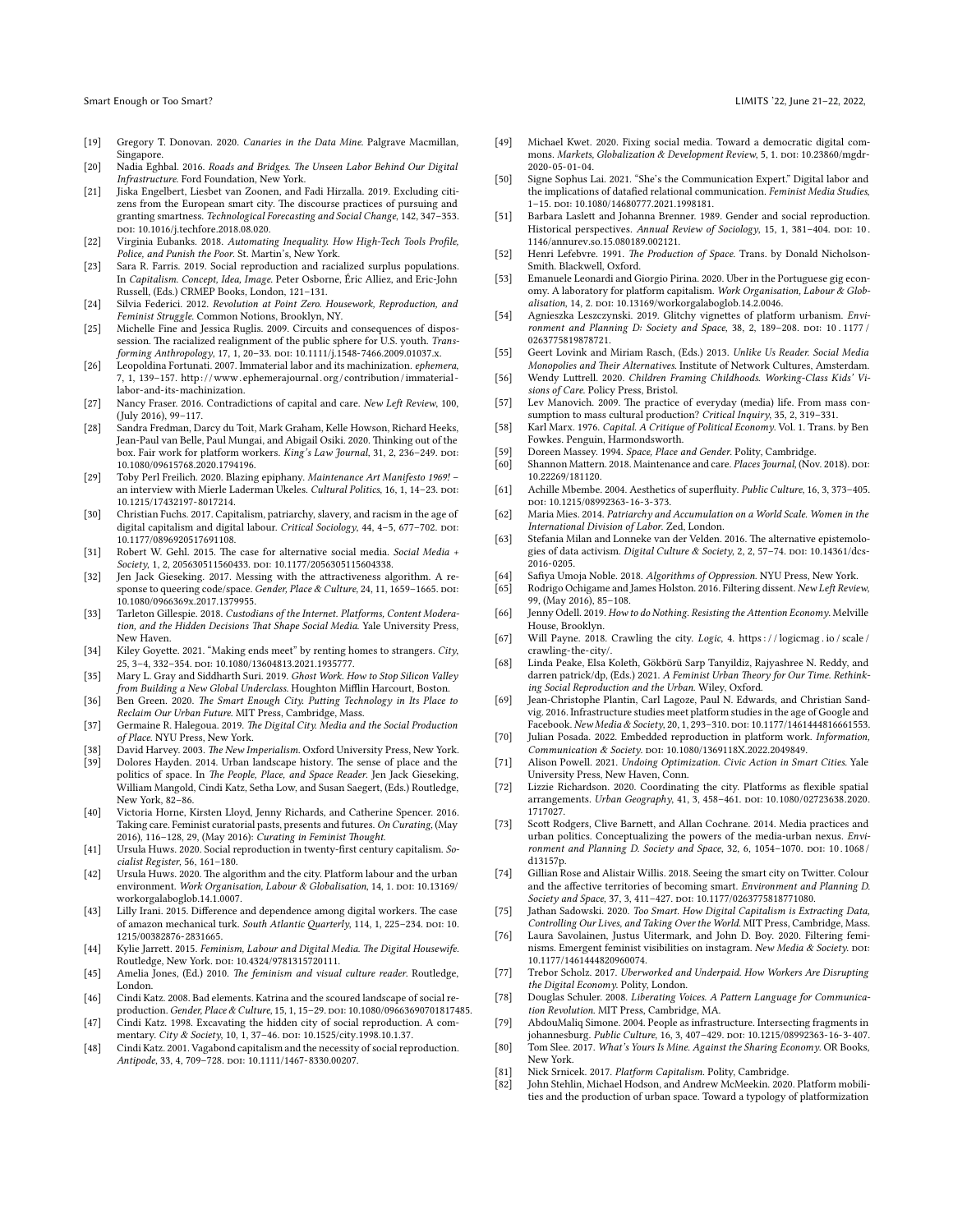[19] Gregory T. Donovan. 2020. *Canaries in the Data Mine*. Palgrave Macmillan, Singapore.

[20] Nadia Eghbal. 2016. *Roads and Bridges. The Unseen Labor Behind Our Digital Infrastructure*. Ford Foundation, New York.

[21] Jiska Engelbert, Liesbet van Zoonen, and Fadi Hirzalla. 2019. Excluding citizens from the European smart city. The discourse practices of pursuing and granting smartness. *Technological Forecasting and Social Change*, 142, 347–353. DOI: 10.1016/j.techfore.2018.08.020.

[22] Virginia Eubanks. 2018. *Automating Inequality. How High-Tech Tools Profile, Police, and Punish the Poor*. St. Martin's, New York.

[23] Sara R. Farris. 2019. Social reproduction and racialized surplus populations. In *Capitalism. Concept, Idea, Image*. Peter Osborne, Éric Alliez, and Eric-John Russell, (Eds.) CRMEP Books, London, 121–131.

[24] Silvia Federici. 2012. *Revolution at Point Zero. Housework, Reproduction, and Feminist Struggle*. Common Notions, Brooklyn, NY.

[25] Michelle Fine and Jessica Ruglis. 2009. Circuits and consequences of dispossession. The racialized realignment of the public sphere for U.S. youth. *Transforming Anthropology*, 17, 1, 20–33. DOI: 10.1111/j.1548-7466.2009.01037.x.

[26] Leopoldina Fortunati. 2007. Immaterial labor and its machinization. *ephemera*, 7, 1, 139–157. http://www.ephemerajournal.org/contribution/immaterial-labor-and-its-machinization.

[27] Nancy Fraser. 2016. Contradictions of capital and care. *New Left Review*, 100, (July 2016), 99–117.

[28] Sandra Fredman, Darcy du Toit, Mark Graham, Kelle Howson, Richard Heeks, Jean-Paul van Belle, Paul Mungai, and Abigail Osiki. 2020. Thinking out of the box. Fair work for platform workers. *King's Law Journal*, 31, 2, 236–249. DOI: 10.1080/09615768.2020.1794196.

[29] Toby Perl Freilich. 2020. Blazing epiphany. *Maintenance Art Manifesto 1969!* – an interview with Mierle Laderman Ukeles. *Cultural Politics*, 16, 1, 14–23. DOI: 10.1215/17432197-8017214.

[30] Christian Fuchs. 2017. Capitalism, patriarchy, slavery, and racism in the age of digital capitalism and digital labour. *Critical Sociology*, 44, 4–5, 677–702. DOI: 10.1177/0896920517691108.

[31] Robert W. Gehl. 2015. The case for alternative social media. *Social Media + Society*, 1, 2, 205630511560433. DOI: 10.1177/2056305115604338.

[32] Jen Jack Gieseking. 2017. Messing with the attractiveness algorithm. A response to queering code/space. *Gender, Place & Culture*, 24, 11, 1659–1665. DOI: 10.1080/0966369x.2017.1379955.

[33] Tarleton Gillespie. 2018. *Custodians of the Internet. Platforms, Content Moderation, and the Hidden Decisions That Shape Social Media*. Yale University Press, New Haven.

[34] Kiley Goyette. 2021. "Making ends meet" by renting homes to strangers. *City*, 25, 3–4, 332–354. DOI: 10.1080/13604813.2021.1935777.

[35] Mary L. Gray and Siddharth Suri. 2019. *Ghost Work. How to Stop Silicon Valley from Building a New Global Underclass*. Houghton Mifflin Harcourt, Boston.

[36] Ben Green. 2020. *The Smart Enough City. Putting Technology in Its Place to Reclaim Our Urban Future*. MIT Press, Cambridge, Mass.

[37] Germaine R. Halegoua. 2019. *The Digital City. Media and the Social Production of Place*. NYU Press, New York.

[38] David Harvey. 2003. *The New Imperialism*. Oxford University Press, New York.

[39] Dolores Hayden. 2014. Urban landscape history. The sense of place and the politics of space. In *The People, Place, and Space Reader*. Jen Jack Gieseking, William Mangold, Cindi Katz, Setha Low, and Susan Saegert, (Eds.) Routledge, New York, 82–86.

[40] Victoria Horne, Kirsten Lloyd, Jenny Richards, and Catherine Spencer. 2016. Taking care. Feminist curatorial pasts, presents and futures. *On Curating*, (May 2016), 116–128, 29, (May 2016): *Curating in Feminist Thought*.

[41] Ursula Huws. 2020. Social reproduction in twenty-first century capitalism. *Socialist Register*, 56, 161–180.

[42] Ursula Huws. 2020. The algorithm and the city. Platform labour and the urban environment. *Work Organisation, Labour & Globalisation*, 14, 1. DOI: 10.13169/workorgalaboglob.14.1.0007.

[43] Lilly Irani. 2015. Difference and dependence among digital workers. The case of amazon mechanical turk. *South Atlantic Quarterly*, 114, 1, 225–234. DOI: 10.1215/00382876-2831665.

[44] Kylie Jarrett. 2015. *Feminism, Labour and Digital Media. The Digital Housewife*. Routledge, New York. DOI: 10.4324/9781315720111.

[45] Amelia Jones, (Ed.) 2010. *The feminism and visual culture reader*. Routledge, London.

[46] Cindi Katz. 2008. Bad elements. Katrina and the scoured landscape of social reproduction. *Gender, Place & Culture*, 15, 1, 15–29. DOI: 10.1080/09663690701817485.

[47] Cindi Katz. 1998. Excavating the hidden city of social reproduction. A commentary. *City & Society*, 10, 1, 37–46. DOI: 10.1525/city.1998.10.1.37.

[48] Cindi Katz. 2001. Vagabond capitalism and the necessity of social reproduction. *Antipode*, 33, 4, 709–728. DOI: 10.1111/1467-8330.00207.

[49] Michael Kwet. 2020. Fixing social media. Toward a democratic digital commons. *Markets, Globalization & Development Review*, 5, 1. DOI: 10.23860/mgdr-2020-05-01-04.

[50] Signe Sophus Lai. 2021. "She's the Communication Expert." Digital labor and the implications of datafied relational communication. *Feminist Media Studies*, 1–15. DOI: 10.1080/14680777.2021.1998181.

[51] Barbara Laslett and Johanna Brenner. 1989. Gender and social reproduction. Historical perspectives. *Annual Review of Sociology*, 15, 1, 381–404. DOI: 10.1146/annurev.so.15.080189.002121.

[52] Henri Lefebvre. 1991. *The Production of Space*. Trans. by Donald Nicholson-Smith. Blackwell, Oxford.

[53] Emanuele Leonardi and Giorgio Pirina. 2020. Uber in the Portuguese gig economy. A laboratory for platform capitalism. *Work Organisation, Labour & Globalisation*, 14, 2. DOI: 10.13169/workorgalaboglob.14.2.0046.

[54] Agnieszka Leszczynski. 2019. Glitchy vignettes of platform urbanism. *Environment and Planning D: Society and Space*, 38, 2, 189–208. DOI: 10.1177/0263775819878721.

[55] Geert Lovink and Miriam Rasch, (Eds.) 2013. *Unlike Us Reader. Social Media Monopolies and Their Alternatives*. Institute of Network Cultures, Amsterdam.

[56] Wendy Luttrell. 2020. *Children Framing Childhoods. Working-Class Kids' Visions of Care*. Policy Press, Bristol.

[57] Lev Manovich. 2009. The practice of everyday (media) life. From mass consumption to mass cultural production? *Critical Inquiry*, 35, 2, 319–331.

[58] Karl Marx. 1976. *Capital. A Critique of Political Economy*. Vol. 1. Trans. by Ben Fowkes. Penguin, Harmondsworth.

[59] Doreen Massey. 1994. *Space, Place and Gender*. Polity, Cambridge.

[60] Shannon Mattern. 2018. Maintenance and care. *Places Journal*, (Nov. 2018). DOI: 10.22269/181120.

[61] Achille Mbembe. 2004. Aesthetics of superfluity. *Public Culture*, 16, 3, 373–405. DOI: 10.1215/08992363-16-3-373.

[62] Maria Mies. 2014. *Patriarchy and Accumulation on a World Scale. Women in the International Division of Labor*. Zed, London.

[63] Stefania Milan and Lonneke van der Velden. 2016. The alternative epistemologies of data activism. *Digital Culture & Society*, 2, 2, 57–74. DOI: 10.14361/dcs-2016-0205.

[64] Safiya Umoja Noble. 2018. *Algorithms of Oppression*. NYU Press, New York.

[65] Rodrigo Ochigame and James Holston. 2016. Filtering dissent. *New Left Review*, 99, (May 2016), 85–108.

[66] Jenny Odell. 2019. *How to do Nothing. Resisting the Attention Economy*. Melville House, Brooklyn.

[67] Will Payne. 2018. Crawling the city. *Logic*, 4. https://logicmag.io/scale/crawling-the-city/.

[68] Linda Peake, Elsa Koleth, Gökbörü Sarp Tanyildiz, Rajyashree N. Reddy, and darren patrick/dp, (Eds.) 2021. *A Feminist Urban Theory for Our Time. Rethinking Social Reproduction and the Urban*. Wiley, Oxford.

[69] Jean-Christophe Plantin, Carl Lagoze, Paul N. Edwards, and Christian Sandvig. 2016. Infrastructure studies meet platform studies in the age of Google and Facebook. *New Media & Society*, 20, 1, 293–310. DOI: 10.1177/1461444816661553.

[70] Julian Posada. 2022. Embedded reproduction in platform work. *Information, Communication & Society*. DOI: 10.1080/1369118X.2022.2049849.

[71] Alison Powell. 2021. *Undoing Optimization. Civic Action in Smart Cities*. Yale University Press, New Haven, Conn.

[72] Lizzie Richardson. 2020. Coordinating the city. Platforms as flexible spatial arrangements. *Urban Geography*, 41, 3, 458–461. DOI: 10.1080/02723638.2020.1717027.

[73] Scott Rodgers, Clive Barnett, and Allan Cochrane. 2014. Media practices and urban politics. Conceptualizing the powers of the media-urban nexus. *Environment and Planning D. Society and Space*, 32, 6, 1054–1070. DOI: 10.1068/d13157p.

[74] Gillian Rose and Alistair Willis. 2018. Seeing the smart city on Twitter. Colour and the affective territories of becoming smart. *Environment and Planning D. Society and Space*, 37, 3, 411–427. DOI: 10.1177/0263775818771080.

[75] Jathan Sadowski. 2020. *Too Smart. How Digital Capitalism is Extracting Data, Controlling Our Lives, and Taking Over the World*. MIT Press, Cambridge, Mass.

[76] Laura Savolainen, Justus Uitermark, and John D. Boy. 2020. Filtering feminisms. Emergent feminist visibilities on instagram. *New Media & Society*. DOI: 10.1177/1461444820960074.

[77] Trebor Scholz. 2017. *Uberworked and Underpaid. How Workers Are Disrupting the Digital Economy*. Polity, London.

[78] Douglas Schuler. 2008. *Liberating Voices. A Pattern Language for Communication Revolution*. MIT Press, Cambridge, MA.

[79] AbdouMaliq Simone. 2004. People as infrastructure. Intersecting fragments in johannesburg. *Public Culture*, 16, 3, 407–429. DOI: 10.1215/08992363-16-3-407.

[80] Tom Slee. 2017. *What's Yours Is Mine. Against the Sharing Economy*. OR Books, New York.

[81] Nick Srnicek. 2017. *Platform Capitalism*. Polity, Cambridge.

[82] John Stehlin, Michael Hodson, and Andrew McMeekin. 2020. Platform mobilities and the production of urban space. Toward a typology of platformization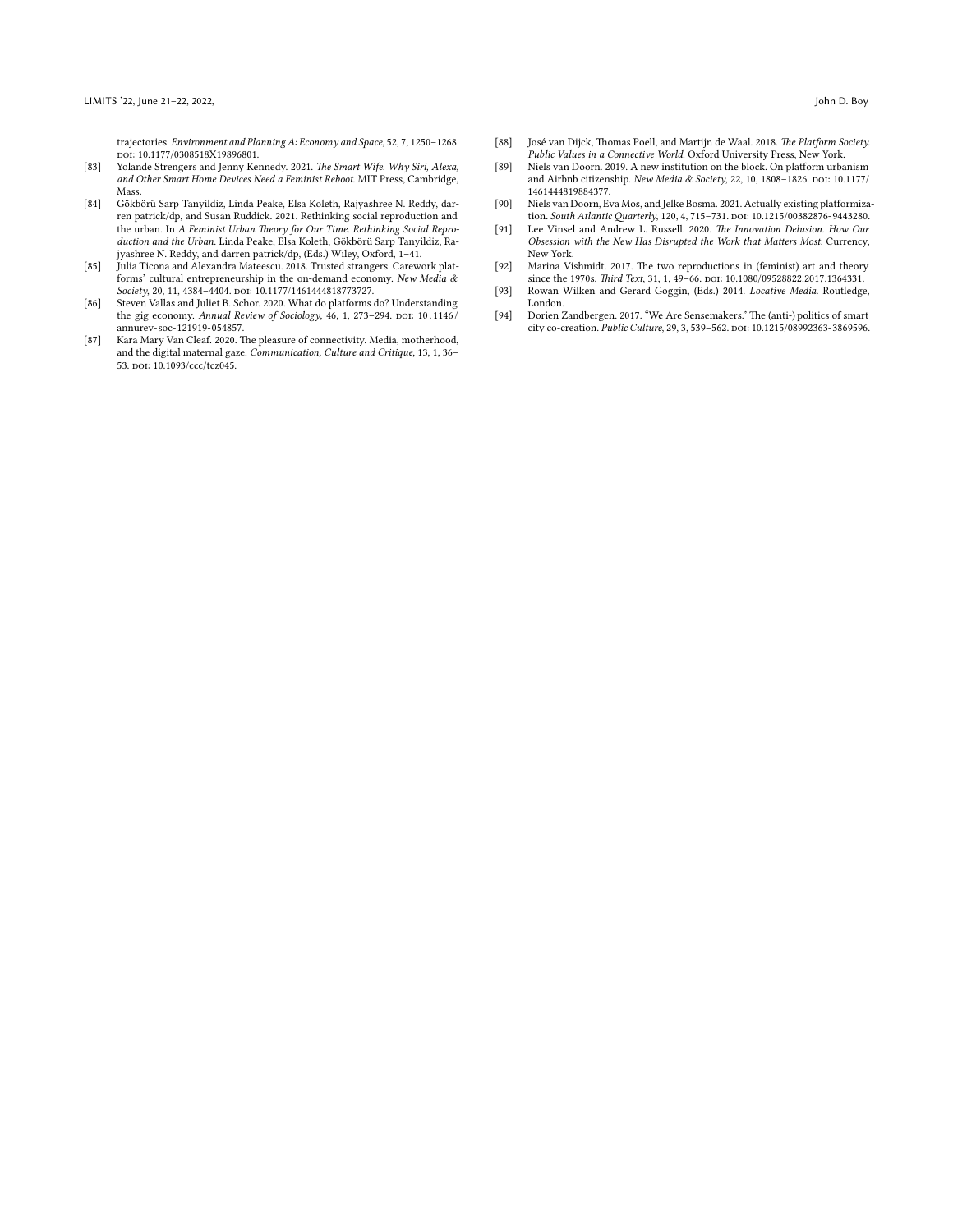trajectories. *Environment and Planning A: Economy and Space*, 52, 7, 1250–1268. DOI: 10.1177/0308518X19896801.

[83] Yolande Strengers and Jenny Kennedy. 2021. *The Smart Wife. Why Siri, Alexa, and Other Smart Home Devices Need a Feminist Reboot*. MIT Press, Cambridge, Mass.

[84] Gökbörü Sarp Tanyildiz, Linda Peake, Elsa Koleth, Rajyashree N. Reddy, darren patrick/dp, and Susan Ruddick. 2021. Rethinking social reproduction and the urban. In *A Feminist Urban Theory for Our Time. Rethinking Social Reproduction and the Urban*. Linda Peake, Elsa Koleth, Gökbörü Sarp Tanyildiz, Rajyashree N. Reddy, and darren patrick/dp, (Eds.) Wiley, Oxford, 1–41.

[85] Julia Ticona and Alexandra Mateescu. 2018. Trusted strangers. Carework platforms' cultural entrepreneurship in the on-demand economy. *New Media & Society*, 20, 11, 4384–4404. DOI: 10.1177/1461444818773727.

[86] Steven Vallas and Juliet B. Schor. 2020. What do platforms do? Understanding the gig economy. *Annual Review of Sociology*, 46, 1, 273–294. DOI: 10.1146/annurev-soc-121919-054857.

[87] Kara Mary Van Cleaf. 2020. The pleasure of connectivity. Media, motherhood, and the digital maternal gaze. *Communication, Culture and Critique*, 13, 1, 36–53. DOI: 10.1093/ccc/tcz045.

[88] José van Dijck, Thomas Poell, and Martijn de Waal. 2018. *The Platform Society. Public Values in a Connective World*. Oxford University Press, New York.

[89] Niels van Doorn. 2019. A new institution on the block. On platform urbanism and Airbnb citizenship. *New Media & Society*, 22, 10, 1808–1826. DOI: 10.1177/1461444819884377.

[90] Niels van Doorn, Eva Mos, and Jelke Bosma. 2021. Actually existing platformization. *South Atlantic Quarterly*, 120, 4, 715–731. DOI: 10.1215/00382876-9443280.

[91] Lee Vinsel and Andrew L. Russell. 2020. *The Innovation Delusion. How Our Obsession with the New Has Disrupted the Work that Matters Most*. Currency, New York.

[92] Marina Vishmidt. 2017. The two reproductions in (feminist) art and theory since the 1970s. *Third Text*, 31, 1, 49–66. DOI: 10.1080/09528822.2017.1364331.

[93] Rowan Wilken and Gerard Goggin, (Eds.) 2014. *Locative Media*. Routledge, London.

[94] Dorien Zandbergen. 2017. "We Are Sensemakers." The (anti-) politics of smart city co-creation. *Public Culture*, 29, 3, 539–562. DOI: 10.1215/08992363-3869596.